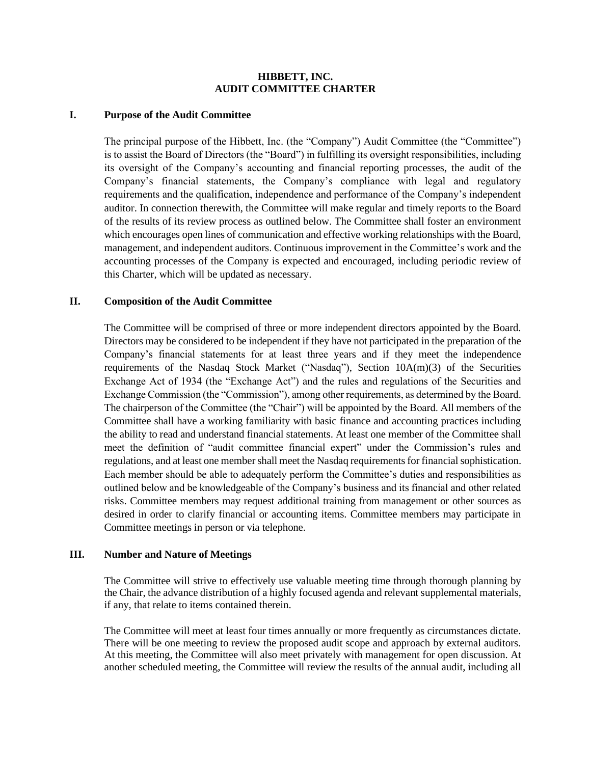# HIBBETT, INC.
# AUDIT COMMITTEE CHARTER

## I. Purpose of the Audit Committee

The principal purpose of the Hibbett, Inc. (the "Company") Audit Committee (the "Committee") is to assist the Board of Directors (the "Board") in fulfilling its oversight responsibilities, including its oversight of the Company's accounting and financial reporting processes, the audit of the Company's financial statements, the Company's compliance with legal and regulatory requirements and the qualification, independence and performance of the Company's independent auditor. In connection therewith, the Committee will make regular and timely reports to the Board of the results of its review process as outlined below. The Committee shall foster an environment which encourages open lines of communication and effective working relationships with the Board, management, and independent auditors. Continuous improvement in the Committee's work and the accounting processes of the Company is expected and encouraged, including periodic review of this Charter, which will be updated as necessary.

## II. Composition of the Audit Committee

The Committee will be comprised of three or more independent directors appointed by the Board. Directors may be considered to be independent if they have not participated in the preparation of the Company's financial statements for at least three years and if they meet the independence requirements of the Nasdaq Stock Market ("Nasdaq"), Section 10A(m)(3) of the Securities Exchange Act of 1934 (the "Exchange Act") and the rules and regulations of the Securities and Exchange Commission (the "Commission"), among other requirements, as determined by the Board. The chairperson of the Committee (the "Chair") will be appointed by the Board. All members of the Committee shall have a working familiarity with basic finance and accounting practices including the ability to read and understand financial statements. At least one member of the Committee shall meet the definition of "audit committee financial expert" under the Commission's rules and regulations, and at least one member shall meet the Nasdaq requirements for financial sophistication. Each member should be able to adequately perform the Committee's duties and responsibilities as outlined below and be knowledgeable of the Company's business and its financial and other related risks. Committee members may request additional training from management or other sources as desired in order to clarify financial or accounting items. Committee members may participate in Committee meetings in person or via telephone.

## III. Number and Nature of Meetings

The Committee will strive to effectively use valuable meeting time through thorough planning by the Chair, the advance distribution of a highly focused agenda and relevant supplemental materials, if any, that relate to items contained therein.

The Committee will meet at least four times annually or more frequently as circumstances dictate. There will be one meeting to review the proposed audit scope and approach by external auditors. At this meeting, the Committee will also meet privately with management for open discussion. At another scheduled meeting, the Committee will review the results of the annual audit, including all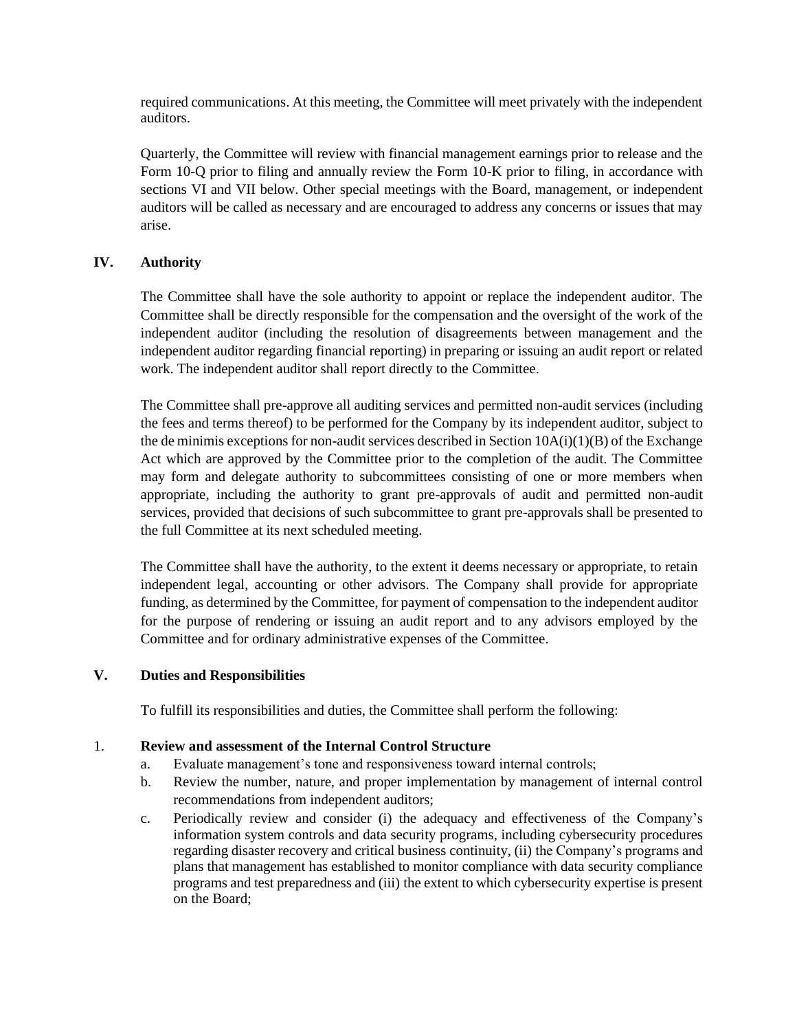required communications. At this meeting, the Committee will meet privately with the independent auditors.

Quarterly, the Committee will review with financial management earnings prior to release and the Form 10-Q prior to filing and annually review the Form 10-K prior to filing, in accordance with sections VI and VII below. Other special meetings with the Board, management, or independent auditors will be called as necessary and are encouraged to address any concerns or issues that may arise.

## IV. Authority

The Committee shall have the sole authority to appoint or replace the independent auditor. The Committee shall be directly responsible for the compensation and the oversight of the work of the independent auditor (including the resolution of disagreements between management and the independent auditor regarding financial reporting) in preparing or issuing an audit report or related work. The independent auditor shall report directly to the Committee.

The Committee shall pre-approve all auditing services and permitted non-audit services (including the fees and terms thereof) to be performed for the Company by its independent auditor, subject to the de minimis exceptions for non-audit services described in Section 10A(i)(1)(B) of the Exchange Act which are approved by the Committee prior to the completion of the audit. The Committee may form and delegate authority to subcommittees consisting of one or more members when appropriate, including the authority to grant pre-approvals of audit and permitted non-audit services, provided that decisions of such subcommittee to grant pre-approvals shall be presented to the full Committee at its next scheduled meeting.

The Committee shall have the authority, to the extent it deems necessary or appropriate, to retain independent legal, accounting or other advisors. The Company shall provide for appropriate funding, as determined by the Committee, for payment of compensation to the independent auditor for the purpose of rendering or issuing an audit report and to any advisors employed by the Committee and for ordinary administrative expenses of the Committee.

## V. Duties and Responsibilities

To fulfill its responsibilities and duties, the Committee shall perform the following:

1. **Review and assessment of the Internal Control Structure**
   a. Evaluate management's tone and responsiveness toward internal controls;
   b. Review the number, nature, and proper implementation by management of internal control recommendations from independent auditors;
   c. Periodically review and consider (i) the adequacy and effectiveness of the Company's information system controls and data security programs, including cybersecurity procedures regarding disaster recovery and critical business continuity, (ii) the Company's programs and plans that management has established to monitor compliance with data security compliance programs and test preparedness and (iii) the extent to which cybersecurity expertise is present on the Board;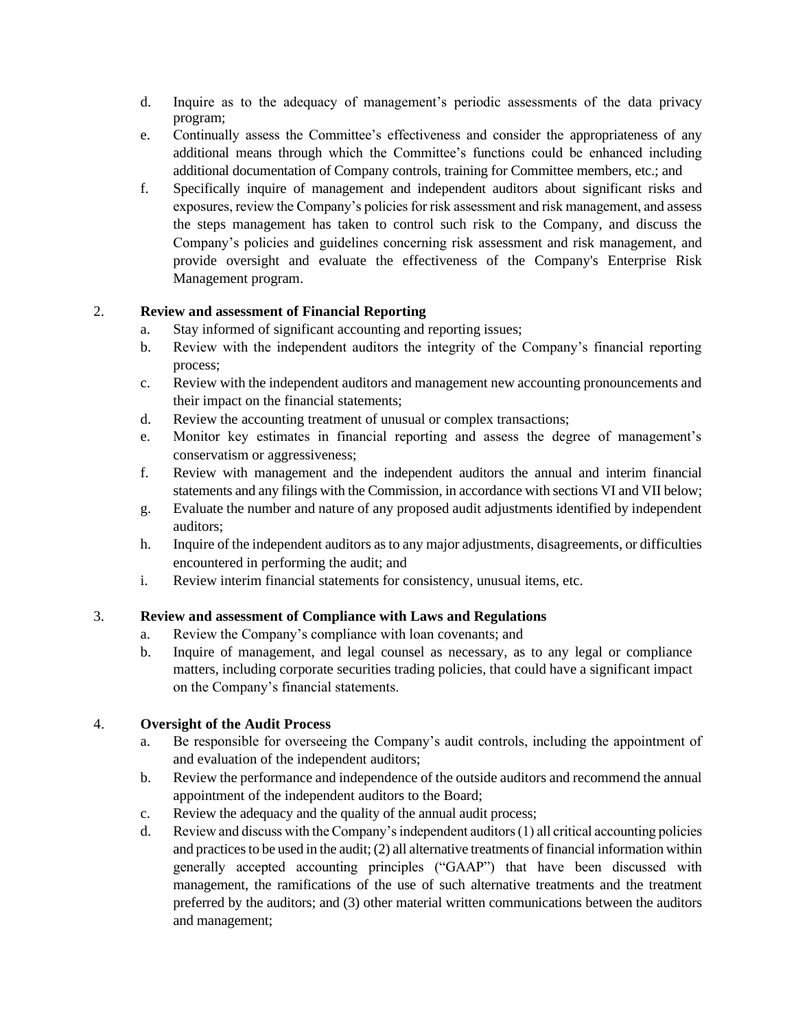d. Inquire as to the adequacy of management's periodic assessments of the data privacy program;

e. Continually assess the Committee's effectiveness and consider the appropriateness of any additional means through which the Committee's functions could be enhanced including additional documentation of Company controls, training for Committee members, etc.; and

f. Specifically inquire of management and independent auditors about significant risks and exposures, review the Company's policies for risk assessment and risk management, and assess the steps management has taken to control such risk to the Company, and discuss the Company's policies and guidelines concerning risk assessment and risk management, and provide oversight and evaluate the effectiveness of the Company's Enterprise Risk Management program.

2. **Review and assessment of Financial Reporting**

   a. Stay informed of significant accounting and reporting issues;

   b. Review with the independent auditors the integrity of the Company's financial reporting process;

   c. Review with the independent auditors and management new accounting pronouncements and their impact on the financial statements;

   d. Review the accounting treatment of unusual or complex transactions;

   e. Monitor key estimates in financial reporting and assess the degree of management's conservatism or aggressiveness;

   f. Review with management and the independent auditors the annual and interim financial statements and any filings with the Commission, in accordance with sections VI and VII below;

   g. Evaluate the number and nature of any proposed audit adjustments identified by independent auditors;

   h. Inquire of the independent auditors as to any major adjustments, disagreements, or difficulties encountered in performing the audit; and

   i. Review interim financial statements for consistency, unusual items, etc.

3. **Review and assessment of Compliance with Laws and Regulations**

   a. Review the Company's compliance with loan covenants; and

   b. Inquire of management, and legal counsel as necessary, as to any legal or compliance matters, including corporate securities trading policies, that could have a significant impact on the Company's financial statements.

4. **Oversight of the Audit Process**

   a. Be responsible for overseeing the Company's audit controls, including the appointment of and evaluation of the independent auditors;

   b. Review the performance and independence of the outside auditors and recommend the annual appointment of the independent auditors to the Board;

   c. Review the adequacy and the quality of the annual audit process;

   d. Review and discuss with the Company's independent auditors (1) all critical accounting policies and practices to be used in the audit; (2) all alternative treatments of financial information within generally accepted accounting principles ("GAAP") that have been discussed with management, the ramifications of the use of such alternative treatments and the treatment preferred by the auditors; and (3) other material written communications between the auditors and management;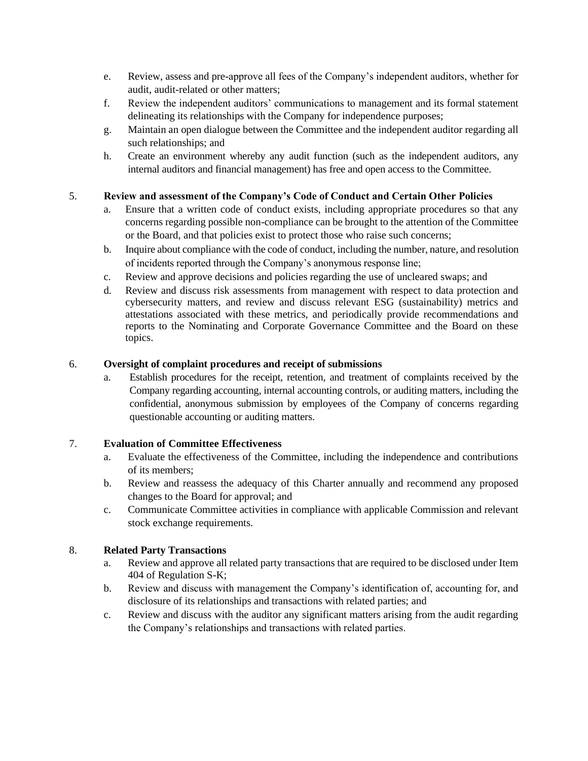e. Review, assess and pre-approve all fees of the Company's independent auditors, whether for audit, audit-related or other matters;

f. Review the independent auditors' communications to management and its formal statement delineating its relationships with the Company for independence purposes;

g. Maintain an open dialogue between the Committee and the independent auditor regarding all such relationships; and

h. Create an environment whereby any audit function (such as the independent auditors, any internal auditors and financial management) has free and open access to the Committee.

5. **Review and assessment of the Company's Code of Conduct and Certain Other Policies**

   a. Ensure that a written code of conduct exists, including appropriate procedures so that any concerns regarding possible non-compliance can be brought to the attention of the Committee or the Board, and that policies exist to protect those who raise such concerns;

   b. Inquire about compliance with the code of conduct, including the number, nature, and resolution of incidents reported through the Company's anonymous response line;

   c. Review and approve decisions and policies regarding the use of uncleared swaps; and

   d. Review and discuss risk assessments from management with respect to data protection and cybersecurity matters, and review and discuss relevant ESG (sustainability) metrics and attestations associated with these metrics, and periodically provide recommendations and reports to the Nominating and Corporate Governance Committee and the Board on these topics.

6. **Oversight of complaint procedures and receipt of submissions**

   a. Establish procedures for the receipt, retention, and treatment of complaints received by the Company regarding accounting, internal accounting controls, or auditing matters, including the confidential, anonymous submission by employees of the Company of concerns regarding questionable accounting or auditing matters.

7. **Evaluation of Committee Effectiveness**

   a. Evaluate the effectiveness of the Committee, including the independence and contributions of its members;

   b. Review and reassess the adequacy of this Charter annually and recommend any proposed changes to the Board for approval; and

   c. Communicate Committee activities in compliance with applicable Commission and relevant stock exchange requirements.

8. **Related Party Transactions**

   a. Review and approve all related party transactions that are required to be disclosed under Item 404 of Regulation S-K;

   b. Review and discuss with management the Company's identification of, accounting for, and disclosure of its relationships and transactions with related parties; and

   c. Review and discuss with the auditor any significant matters arising from the audit regarding the Company's relationships and transactions with related parties.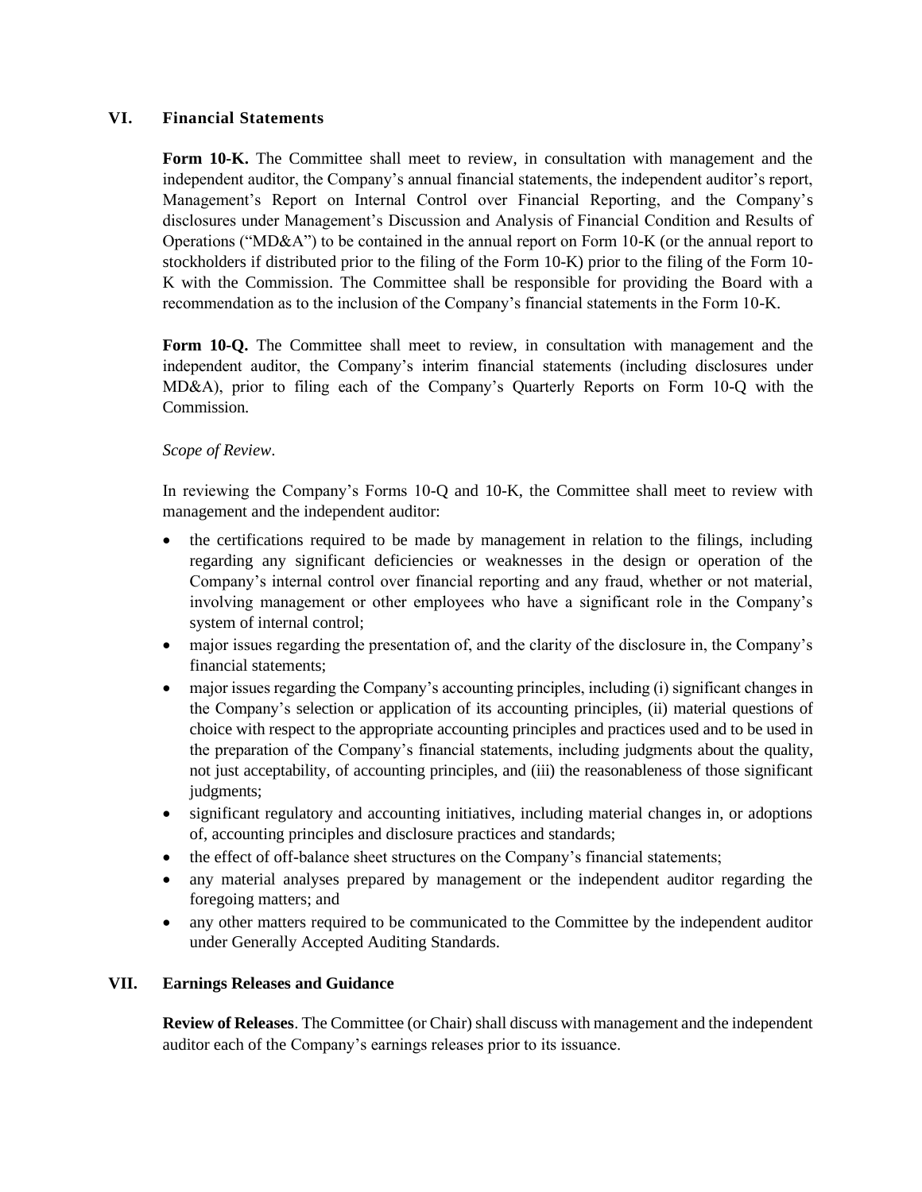## VI. Financial Statements

**Form 10-K.** The Committee shall meet to review, in consultation with management and the independent auditor, the Company's annual financial statements, the independent auditor's report, Management's Report on Internal Control over Financial Reporting, and the Company's disclosures under Management's Discussion and Analysis of Financial Condition and Results of Operations ("MD&A") to be contained in the annual report on Form 10-K (or the annual report to stockholders if distributed prior to the filing of the Form 10-K) prior to the filing of the Form 10-K with the Commission. The Committee shall be responsible for providing the Board with a recommendation as to the inclusion of the Company's financial statements in the Form 10-K.

**Form 10-Q.** The Committee shall meet to review, in consultation with management and the independent auditor, the Company's interim financial statements (including disclosures under MD&A), prior to filing each of the Company's Quarterly Reports on Form 10-Q with the Commission.

*Scope of Review*.

In reviewing the Company's Forms 10-Q and 10-K, the Committee shall meet to review with management and the independent auditor:

- the certifications required to be made by management in relation to the filings, including regarding any significant deficiencies or weaknesses in the design or operation of the Company's internal control over financial reporting and any fraud, whether or not material, involving management or other employees who have a significant role in the Company's system of internal control;
- major issues regarding the presentation of, and the clarity of the disclosure in, the Company's financial statements;
- major issues regarding the Company's accounting principles, including (i) significant changes in the Company's selection or application of its accounting principles, (ii) material questions of choice with respect to the appropriate accounting principles and practices used and to be used in the preparation of the Company's financial statements, including judgments about the quality, not just acceptability, of accounting principles, and (iii) the reasonableness of those significant judgments;
- significant regulatory and accounting initiatives, including material changes in, or adoptions of, accounting principles and disclosure practices and standards;
- the effect of off-balance sheet structures on the Company's financial statements;
- any material analyses prepared by management or the independent auditor regarding the foregoing matters; and
- any other matters required to be communicated to the Committee by the independent auditor under Generally Accepted Auditing Standards.

## VII. Earnings Releases and Guidance

**Review of Releases**. The Committee (or Chair) shall discuss with management and the independent auditor each of the Company's earnings releases prior to its issuance.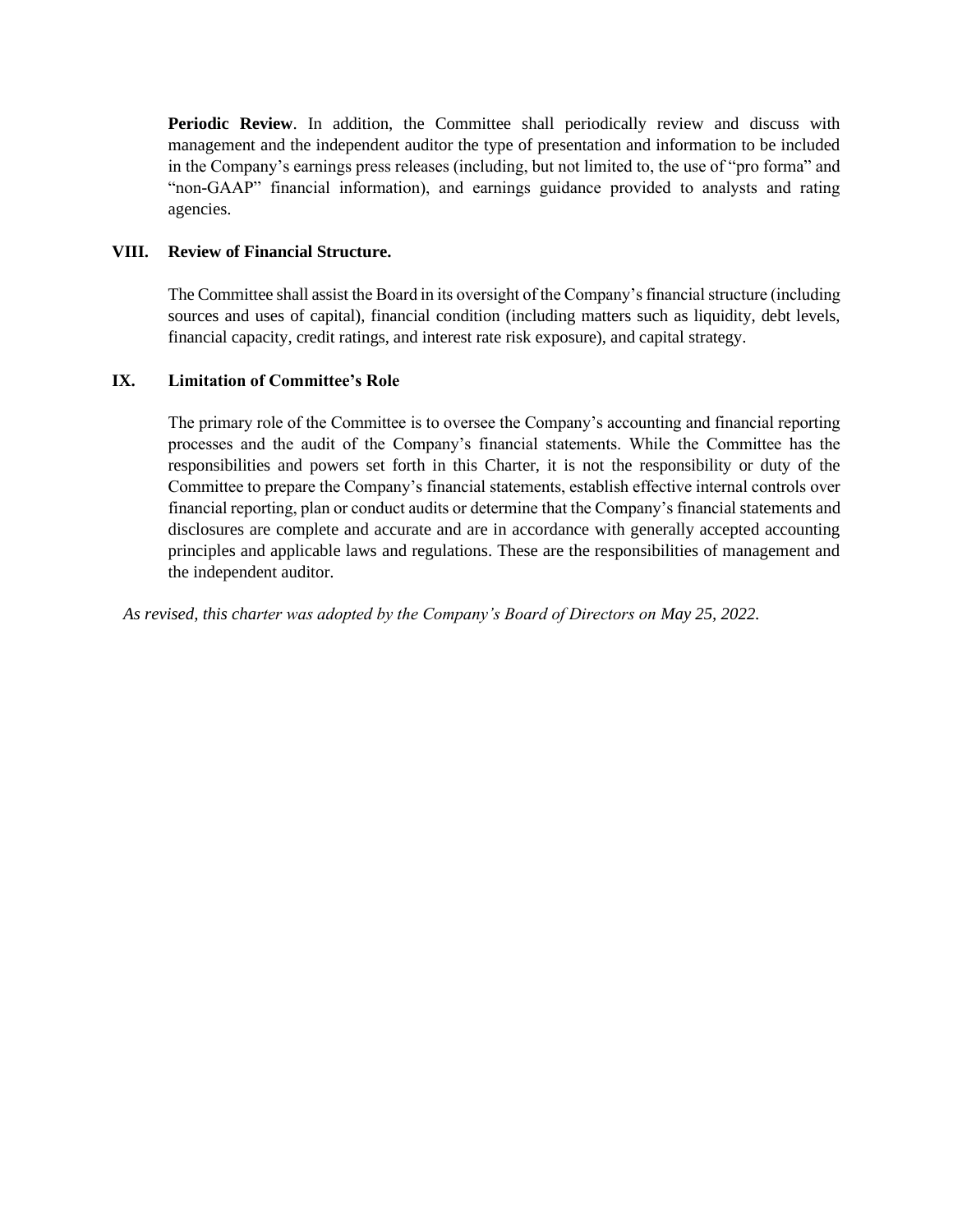**Periodic Review**. In addition, the Committee shall periodically review and discuss with management and the independent auditor the type of presentation and information to be included in the Company's earnings press releases (including, but not limited to, the use of "pro forma" and "non-GAAP" financial information), and earnings guidance provided to analysts and rating agencies.

## VIII. Review of Financial Structure.

The Committee shall assist the Board in its oversight of the Company's financial structure (including sources and uses of capital), financial condition (including matters such as liquidity, debt levels, financial capacity, credit ratings, and interest rate risk exposure), and capital strategy.

## IX. Limitation of Committee's Role

The primary role of the Committee is to oversee the Company's accounting and financial reporting processes and the audit of the Company's financial statements. While the Committee has the responsibilities and powers set forth in this Charter, it is not the responsibility or duty of the Committee to prepare the Company's financial statements, establish effective internal controls over financial reporting, plan or conduct audits or determine that the Company's financial statements and disclosures are complete and accurate and are in accordance with generally accepted accounting principles and applicable laws and regulations. These are the responsibilities of management and the independent auditor.

*As revised, this charter was adopted by the Company's Board of Directors on May 25, 2022.*